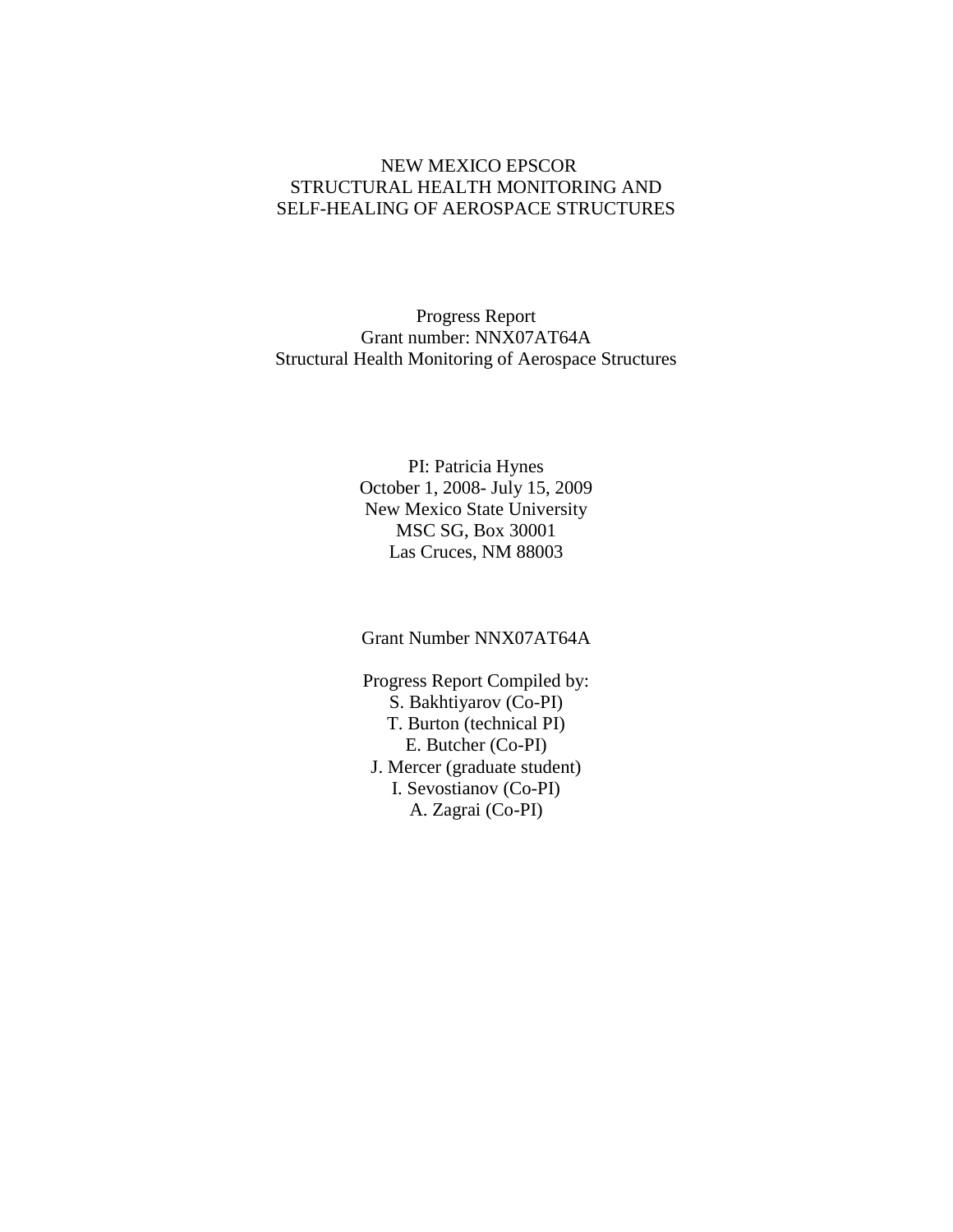# NEW MEXICO EPSCOR
# STRUCTURAL HEALTH MONITORING AND
# SELF-HEALING OF AEROSPACE STRUCTURES

Progress Report
Grant number: NNX07AT64A
Structural Health Monitoring of Aerospace Structures

PI: Patricia Hynes
October 1, 2008- July 15, 2009
New Mexico State University
MSC SG, Box 30001
Las Cruces, NM 88003

Grant Number NNX07AT64A

Progress Report Compiled by:
S. Bakhtiyarov (Co-PI)
T. Burton (technical PI)
E. Butcher (Co-PI)
J. Mercer (graduate student)
I. Sevostianov (Co-PI)
A. Zagrai (Co-PI)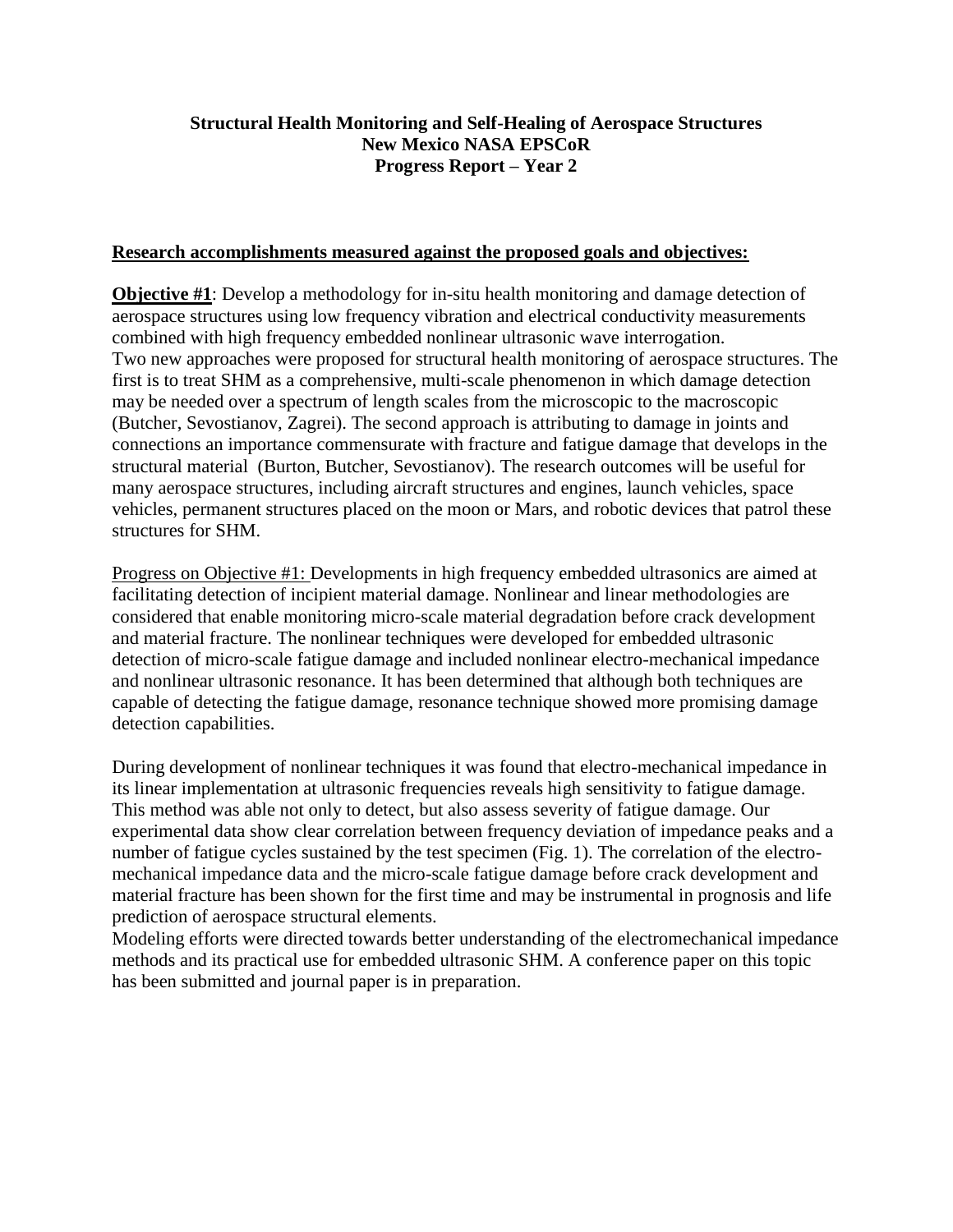**Structural Health Monitoring and Self-Healing of Aerospace Structures**
**New Mexico NASA EPSCoR**
**Progress Report – Year 2**

## Research accomplishments measured against the proposed goals and objectives:

**Objective #1**: Develop a methodology for in-situ health monitoring and damage detection of aerospace structures using low frequency vibration and electrical conductivity measurements combined with high frequency embedded nonlinear ultrasonic wave interrogation.
Two new approaches were proposed for structural health monitoring of aerospace structures. The first is to treat SHM as a comprehensive, multi-scale phenomenon in which damage detection may be needed over a spectrum of length scales from the microscopic to the macroscopic (Butcher, Sevostianov, Zagrei). The second approach is attributing to damage in joints and connections an importance commensurate with fracture and fatigue damage that develops in the structural material (Burton, Butcher, Sevostianov). The research outcomes will be useful for many aerospace structures, including aircraft structures and engines, launch vehicles, space vehicles, permanent structures placed on the moon or Mars, and robotic devices that patrol these structures for SHM.

Progress on Objective #1: Developments in high frequency embedded ultrasonics are aimed at facilitating detection of incipient material damage. Nonlinear and linear methodologies are considered that enable monitoring micro-scale material degradation before crack development and material fracture. The nonlinear techniques were developed for embedded ultrasonic detection of micro-scale fatigue damage and included nonlinear electro-mechanical impedance and nonlinear ultrasonic resonance. It has been determined that although both techniques are capable of detecting the fatigue damage, resonance technique showed more promising damage detection capabilities.

During development of nonlinear techniques it was found that electro-mechanical impedance in its linear implementation at ultrasonic frequencies reveals high sensitivity to fatigue damage. This method was able not only to detect, but also assess severity of fatigue damage. Our experimental data show clear correlation between frequency deviation of impedance peaks and a number of fatigue cycles sustained by the test specimen (Fig. 1). The correlation of the electro-mechanical impedance data and the micro-scale fatigue damage before crack development and material fracture has been shown for the first time and may be instrumental in prognosis and life prediction of aerospace structural elements.
Modeling efforts were directed towards better understanding of the electromechanical impedance methods and its practical use for embedded ultrasonic SHM. A conference paper on this topic has been submitted and journal paper is in preparation.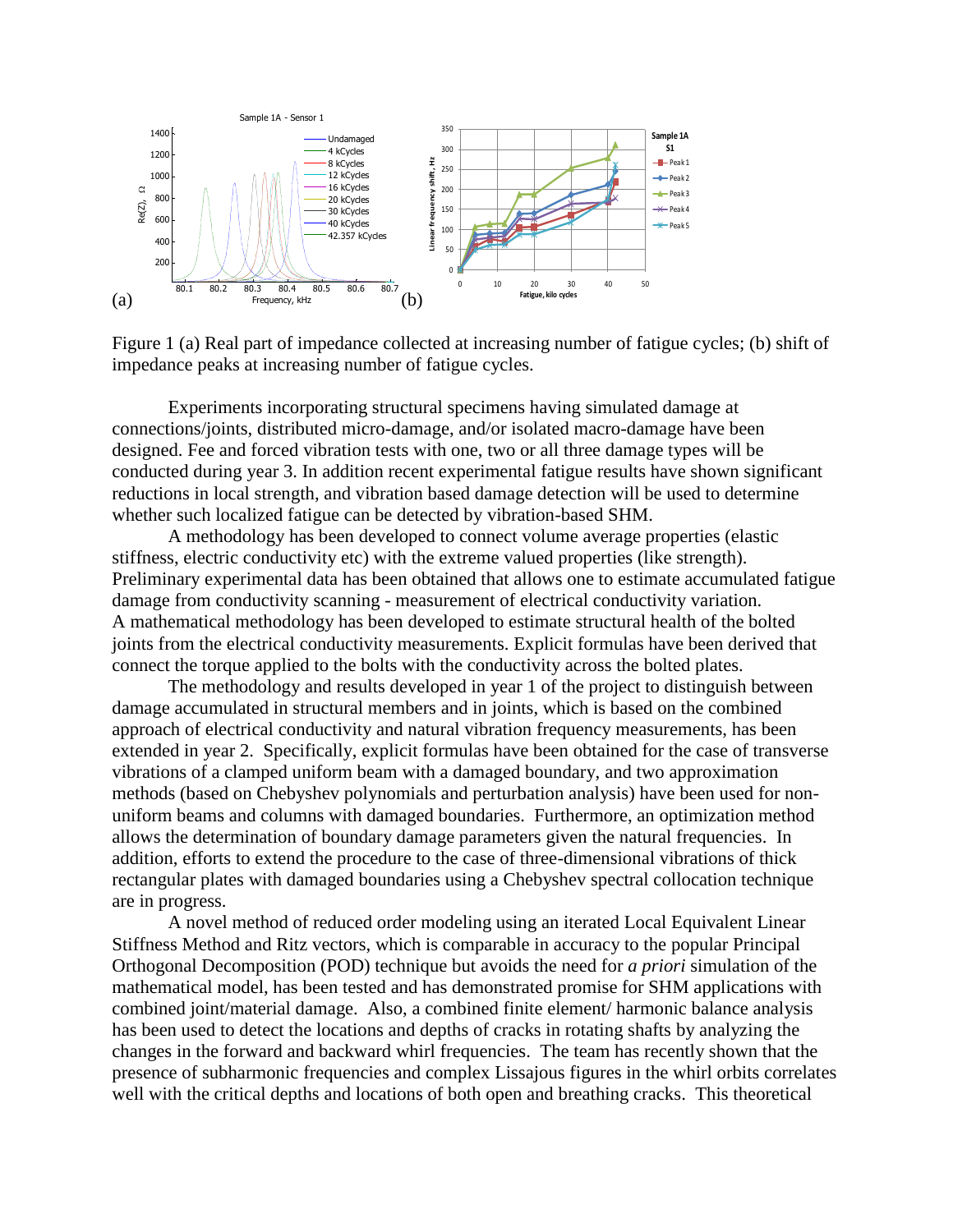Figure 1 (a) Real part of impedance collected at increasing number of fatigue cycles; (b) shift of impedance peaks at increasing number of fatigue cycles.

Experiments incorporating structural specimens having simulated damage at connections/joints, distributed micro-damage, and/or isolated macro-damage have been designed. Fee and forced vibration tests with one, two or all three damage types will be conducted during year 3. In addition recent experimental fatigue results have shown significant reductions in local strength, and vibration based damage detection will be used to determine whether such localized fatigue can be detected by vibration-based SHM.

A methodology has been developed to connect volume average properties (elastic stiffness, electric conductivity etc) with the extreme valued properties (like strength). Preliminary experimental data has been obtained that allows one to estimate accumulated fatigue damage from conductivity scanning - measurement of electrical conductivity variation. A mathematical methodology has been developed to estimate structural health of the bolted joints from the electrical conductivity measurements. Explicit formulas have been derived that connect the torque applied to the bolts with the conductivity across the bolted plates.

The methodology and results developed in year 1 of the project to distinguish between damage accumulated in structural members and in joints, which is based on the combined approach of electrical conductivity and natural vibration frequency measurements, has been extended in year 2. Specifically, explicit formulas have been obtained for the case of transverse vibrations of a clamped uniform beam with a damaged boundary, and two approximation methods (based on Chebyshev polynomials and perturbation analysis) have been used for non-uniform beams and columns with damaged boundaries. Furthermore, an optimization method allows the determination of boundary damage parameters given the natural frequencies. In addition, efforts to extend the procedure to the case of three-dimensional vibrations of thick rectangular plates with damaged boundaries using a Chebyshev spectral collocation technique are in progress.

A novel method of reduced order modeling using an iterated Local Equivalent Linear Stiffness Method and Ritz vectors, which is comparable in accuracy to the popular Principal Orthogonal Decomposition (POD) technique but avoids the need for *a priori* simulation of the mathematical model, has been tested and has demonstrated promise for SHM applications with combined joint/material damage. Also, a combined finite element/ harmonic balance analysis has been used to detect the locations and depths of cracks in rotating shafts by analyzing the changes in the forward and backward whirl frequencies. The team has recently shown that the presence of subharmonic frequencies and complex Lissajous figures in the whirl orbits correlates well with the critical depths and locations of both open and breathing cracks. This theoretical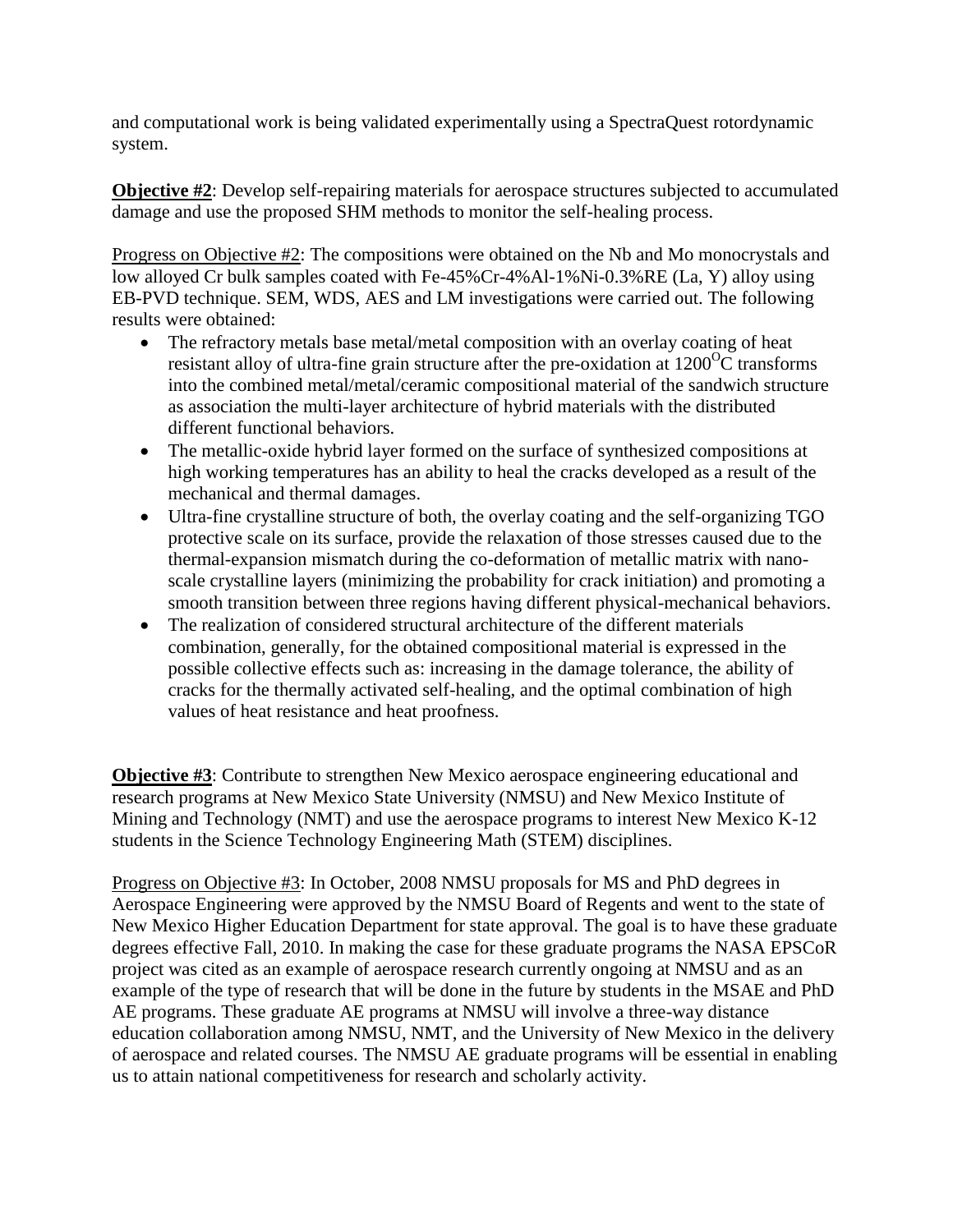and computational work is being validated experimentally using a SpectraQuest rotordynamic system.

**Objective #2**: Develop self-repairing materials for aerospace structures subjected to accumulated damage and use the proposed SHM methods to monitor the self-healing process.

Progress on Objective #2: The compositions were obtained on the Nb and Mo monocrystals and low alloyed Cr bulk samples coated with Fe-45%Cr-4%Al-1%Ni-0.3%RE (La, Y) alloy using EB-PVD technique. SEM, WDS, AES and LM investigations were carried out. The following results were obtained:

- The refractory metals base metal/metal composition with an overlay coating of heat resistant alloy of ultra-fine grain structure after the pre-oxidation at $1200^{O}C$ transforms into the combined metal/metal/ceramic compositional material of the sandwich structure as association the multi-layer architecture of hybrid materials with the distributed different functional behaviors.
- The metallic-oxide hybrid layer formed on the surface of synthesized compositions at high working temperatures has an ability to heal the cracks developed as a result of the mechanical and thermal damages.
- Ultra-fine crystalline structure of both, the overlay coating and the self-organizing TGO protective scale on its surface, provide the relaxation of those stresses caused due to the thermal-expansion mismatch during the co-deformation of metallic matrix with nano-scale crystalline layers (minimizing the probability for crack initiation) and promoting a smooth transition between three regions having different physical-mechanical behaviors.
- The realization of considered structural architecture of the different materials combination, generally, for the obtained compositional material is expressed in the possible collective effects such as: increasing in the damage tolerance, the ability of cracks for the thermally activated self-healing, and the optimal combination of high values of heat resistance and heat proofness.

**Objective #3**: Contribute to strengthen New Mexico aerospace engineering educational and research programs at New Mexico State University (NMSU) and New Mexico Institute of Mining and Technology (NMT) and use the aerospace programs to interest New Mexico K-12 students in the Science Technology Engineering Math (STEM) disciplines.

Progress on Objective #3: In October, 2008 NMSU proposals for MS and PhD degrees in Aerospace Engineering were approved by the NMSU Board of Regents and went to the state of New Mexico Higher Education Department for state approval. The goal is to have these graduate degrees effective Fall, 2010. In making the case for these graduate programs the NASA EPSCoR project was cited as an example of aerospace research currently ongoing at NMSU and as an example of the type of research that will be done in the future by students in the MSAE and PhD AE programs. These graduate AE programs at NMSU will involve a three-way distance education collaboration among NMSU, NMT, and the University of New Mexico in the delivery of aerospace and related courses. The NMSU AE graduate programs will be essential in enabling us to attain national competitiveness for research and scholarly activity.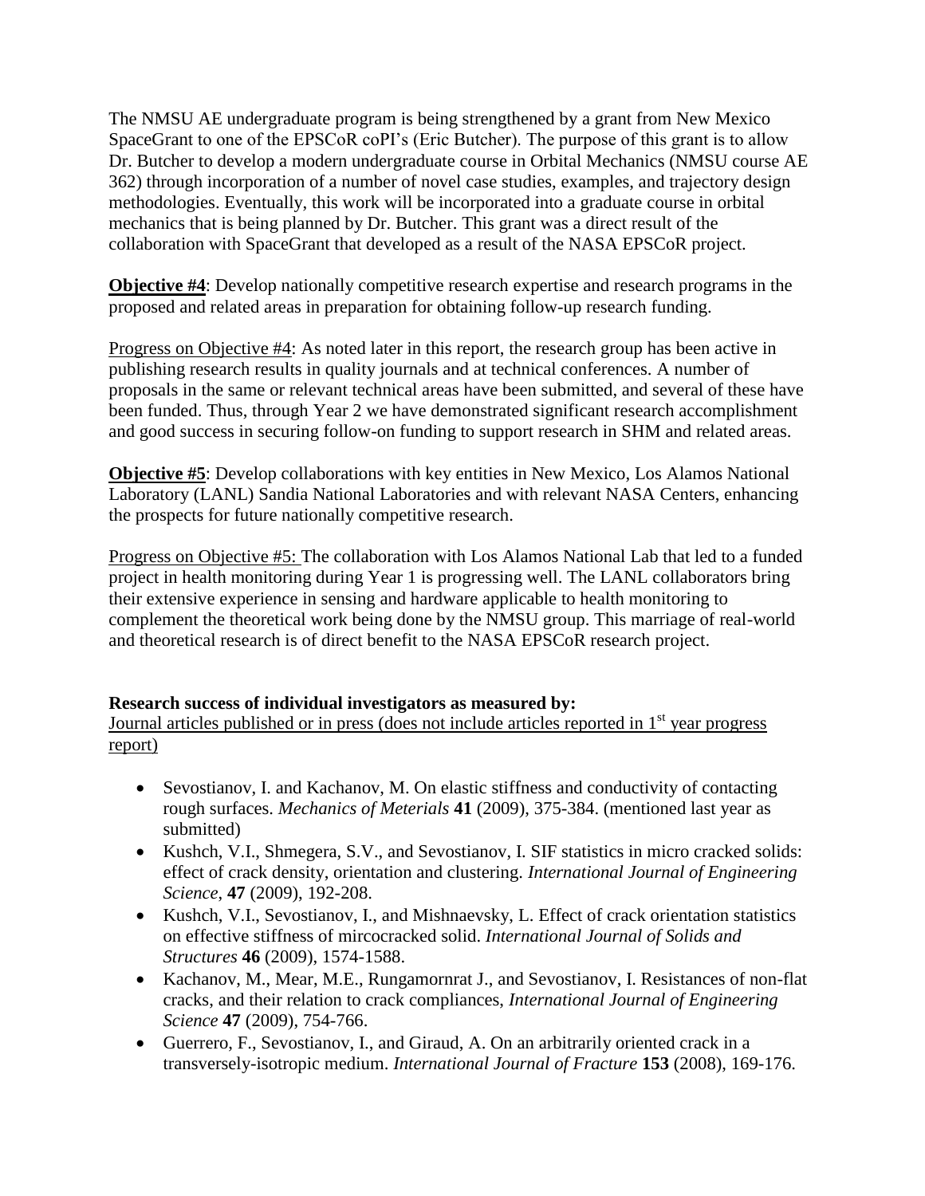The NMSU AE undergraduate program is being strengthened by a grant from New Mexico SpaceGrant to one of the EPSCoR coPI's (Eric Butcher). The purpose of this grant is to allow Dr. Butcher to develop a modern undergraduate course in Orbital Mechanics (NMSU course AE 362) through incorporation of a number of novel case studies, examples, and trajectory design methodologies. Eventually, this work will be incorporated into a graduate course in orbital mechanics that is being planned by Dr. Butcher. This grant was a direct result of the collaboration with SpaceGrant that developed as a result of the NASA EPSCoR project.

<u>**Objective #4**</u>: Develop nationally competitive research expertise and research programs in the proposed and related areas in preparation for obtaining follow-up research funding.

<u>Progress on Objective #4</u>: As noted later in this report, the research group has been active in publishing research results in quality journals and at technical conferences. A number of proposals in the same or relevant technical areas have been submitted, and several of these have been funded. Thus, through Year 2 we have demonstrated significant research accomplishment and good success in securing follow-on funding to support research in SHM and related areas.

<u>**Objective #5**</u>: Develop collaborations with key entities in New Mexico, Los Alamos National Laboratory (LANL) Sandia National Laboratories and with relevant NASA Centers, enhancing the prospects for future nationally competitive research.

<u>Progress on Objective #5:</u> The collaboration with Los Alamos National Lab that led to a funded project in health monitoring during Year 1 is progressing well. The LANL collaborators bring their extensive experience in sensing and hardware applicable to health monitoring to complement the theoretical work being done by the NMSU group. This marriage of real-world and theoretical research is of direct benefit to the NASA EPSCoR research project.

**Research success of individual investigators as measured by:**

<u>Journal articles published or in press (does not include articles reported in 1st year progress report)</u>

- Sevostianov, I. and Kachanov, M. On elastic stiffness and conductivity of contacting rough surfaces. *Mechanics of Meterials* **41** (2009), 375-384. (mentioned last year as submitted)
- Kushch, V.I., Shmegera, S.V., and Sevostianov, I. SIF statistics in micro cracked solids: effect of crack density, orientation and clustering. *International Journal of Engineering Science*, **47** (2009), 192-208.
- Kushch, V.I., Sevostianov, I., and Mishnaevsky, L. Effect of crack orientation statistics on effective stiffness of mircocracked solid. *International Journal of Solids and Structures* **46** (2009), 1574-1588.
- Kachanov, M., Mear, M.E., Rungamornrat J., and Sevostianov, I. Resistances of non-flat cracks, and their relation to crack compliances, *International Journal of Engineering Science* **47** (2009), 754-766.
- Guerrero, F., Sevostianov, I., and Giraud, A. On an arbitrarily oriented crack in a transversely-isotropic medium. *International Journal of Fracture* **153** (2008), 169-176.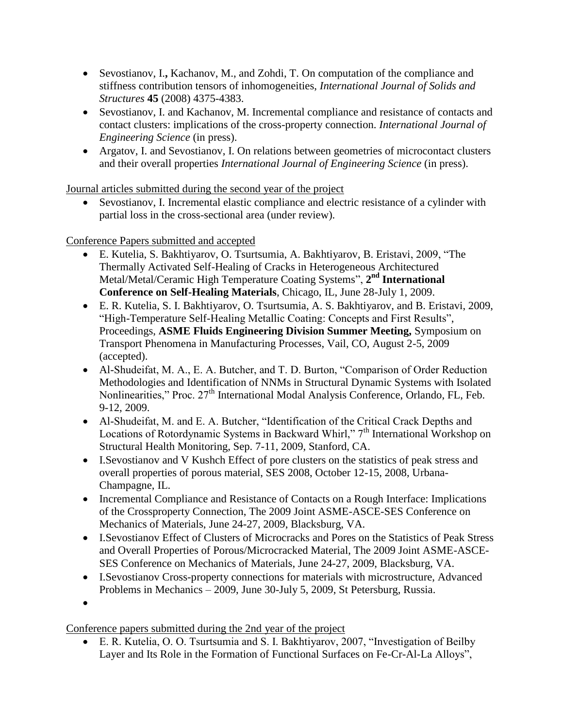- Sevostianov, I.**,** Kachanov, M., and Zohdi, T. On computation of the compliance and stiffness contribution tensors of inhomogeneities, *International Journal of Solids and Structures* **45** (2008) 4375-4383.
- Sevostianov, I. and Kachanov, M. Incremental compliance and resistance of contacts and contact clusters: implications of the cross-property connection. *International Journal of Engineering Science* (in press).
- Argatov, I. and Sevostianov, I. On relations between geometries of microcontact clusters and their overall properties *International Journal of Engineering Science* (in press).

Journal articles submitted during the second year of the project

- Sevostianov, I. Incremental elastic compliance and electric resistance of a cylinder with partial loss in the cross-sectional area (under review).

Conference Papers submitted and accepted

- E. Kutelia, S. Bakhtiyarov, O. Tsurtsumia, A. Bakhtiyarov, B. Eristavi, 2009, "The Thermally Activated Self-Healing of Cracks in Heterogeneous Architectured Metal/Metal/Ceramic High Temperature Coating Systems", **2nd International Conference on Self-Healing Materials**, Chicago, IL, June 28-July 1, 2009.
- E. R. Kutelia, S. I. Bakhtiyarov, O. Tsurtsumia, A. S. Bakhtiyarov, and B. Eristavi, 2009, "High-Temperature Self-Healing Metallic Coating: Concepts and First Results", Proceedings, **ASME Fluids Engineering Division Summer Meeting,** Symposium on Transport Phenomena in Manufacturing Processes, Vail, CO, August 2-5, 2009 (accepted).
- Al-Shudeifat, M. A., E. A. Butcher, and T. D. Burton, "Comparison of Order Reduction Methodologies and Identification of NNMs in Structural Dynamic Systems with Isolated Nonlinearities," Proc. 27th International Modal Analysis Conference, Orlando, FL, Feb. 9-12, 2009.
- Al-Shudeifat, M. and E. A. Butcher, "Identification of the Critical Crack Depths and Locations of Rotordynamic Systems in Backward Whirl," 7th International Workshop on Structural Health Monitoring, Sep. 7-11, 2009, Stanford, CA.
- I.Sevostianov and V Kushch Effect of pore clusters on the statistics of peak stress and overall properties of porous material, SES 2008, October 12-15, 2008, Urbana-Champagne, IL.
- Incremental Compliance and Resistance of Contacts on a Rough Interface: Implications of the Crossproperty Connection, The 2009 Joint ASME-ASCE-SES Conference on Mechanics of Materials, June 24-27, 2009, Blacksburg, VA.
- I.Sevostianov Effect of Clusters of Microcracks and Pores on the Statistics of Peak Stress and Overall Properties of Porous/Microcracked Material, The 2009 Joint ASME-ASCE-SES Conference on Mechanics of Materials, June 24-27, 2009, Blacksburg, VA.
- I.Sevostianov Cross-property connections for materials with microstructure, Advanced Problems in Mechanics – 2009, June 30-July 5, 2009, St Petersburg, Russia.
-

Conference papers submitted during the 2nd year of the project

- E. R. Kutelia, O. O. Tsurtsumia and S. I. Bakhtiyarov, 2007, "Investigation of Beilby Layer and Its Role in the Formation of Functional Surfaces on Fe-Cr-Al-La Alloys",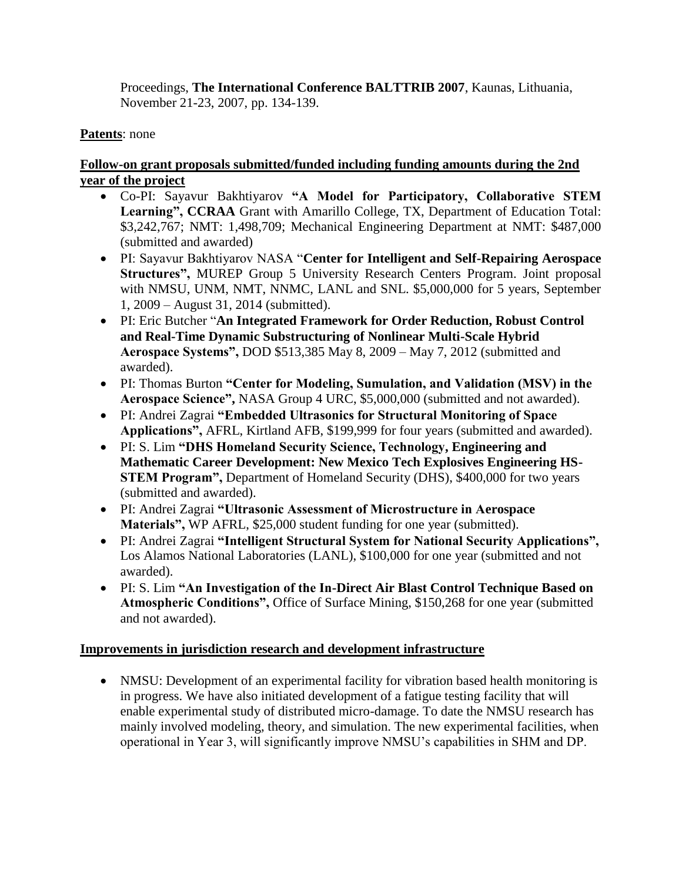Proceedings, **The International Conference BALTTRIB 2007**, Kaunas, Lithuania, November 21-23, 2007, pp. 134-139.

**Patents**: none

**Follow-on grant proposals submitted/funded including funding amounts during the 2nd year of the project**

- Co-PI: Sayavur Bakhtiyarov **"A Model for Participatory, Collaborative STEM Learning", CCRAA** Grant with Amarillo College, TX, Department of Education Total: $3,242,767; NMT: 1,498,709; Mechanical Engineering Department at NMT: $487,000 (submitted and awarded)
- PI: Sayavur Bakhtiyarov NASA "**Center for Intelligent and Self-Repairing Aerospace Structures",** MUREP Group 5 University Research Centers Program. Joint proposal with NMSU, UNM, NMT, NNMC, LANL and SNL. $5,000,000 for 5 years, September 1, 2009 – August 31, 2014 (submitted).
- PI: Eric Butcher "**An Integrated Framework for Order Reduction, Robust Control and Real-Time Dynamic Substructuring of Nonlinear Multi-Scale Hybrid Aerospace Systems",** DOD $513,385 May 8, 2009 – May 7, 2012 (submitted and awarded).
- PI: Thomas Burton **"Center for Modeling, Sumulation, and Validation (MSV) in the Aerospace Science",** NASA Group 4 URC, $5,000,000 (submitted and not awarded).
- PI: Andrei Zagrai **"Embedded Ultrasonics for Structural Monitoring of Space Applications",** AFRL, Kirtland AFB, $199,999 for four years (submitted and awarded).
- PI: S. Lim **"DHS Homeland Security Science, Technology, Engineering and Mathematic Career Development: New Mexico Tech Explosives Engineering HS-STEM Program",** Department of Homeland Security (DHS), $400,000 for two years (submitted and awarded).
- PI: Andrei Zagrai **"Ultrasonic Assessment of Microstructure in Aerospace Materials",** WP AFRL, $25,000 student funding for one year (submitted).
- PI: Andrei Zagrai **"Intelligent Structural System for National Security Applications",** Los Alamos National Laboratories (LANL), $100,000 for one year (submitted and not awarded).
- PI: S. Lim **"An Investigation of the In-Direct Air Blast Control Technique Based on Atmospheric Conditions",** Office of Surface Mining, $150,268 for one year (submitted and not awarded).

**Improvements in jurisdiction research and development infrastructure**

- NMSU: Development of an experimental facility for vibration based health monitoring is in progress. We have also initiated development of a fatigue testing facility that will enable experimental study of distributed micro-damage. To date the NMSU research has mainly involved modeling, theory, and simulation. The new experimental facilities, when operational in Year 3, will significantly improve NMSU's capabilities in SHM and DP.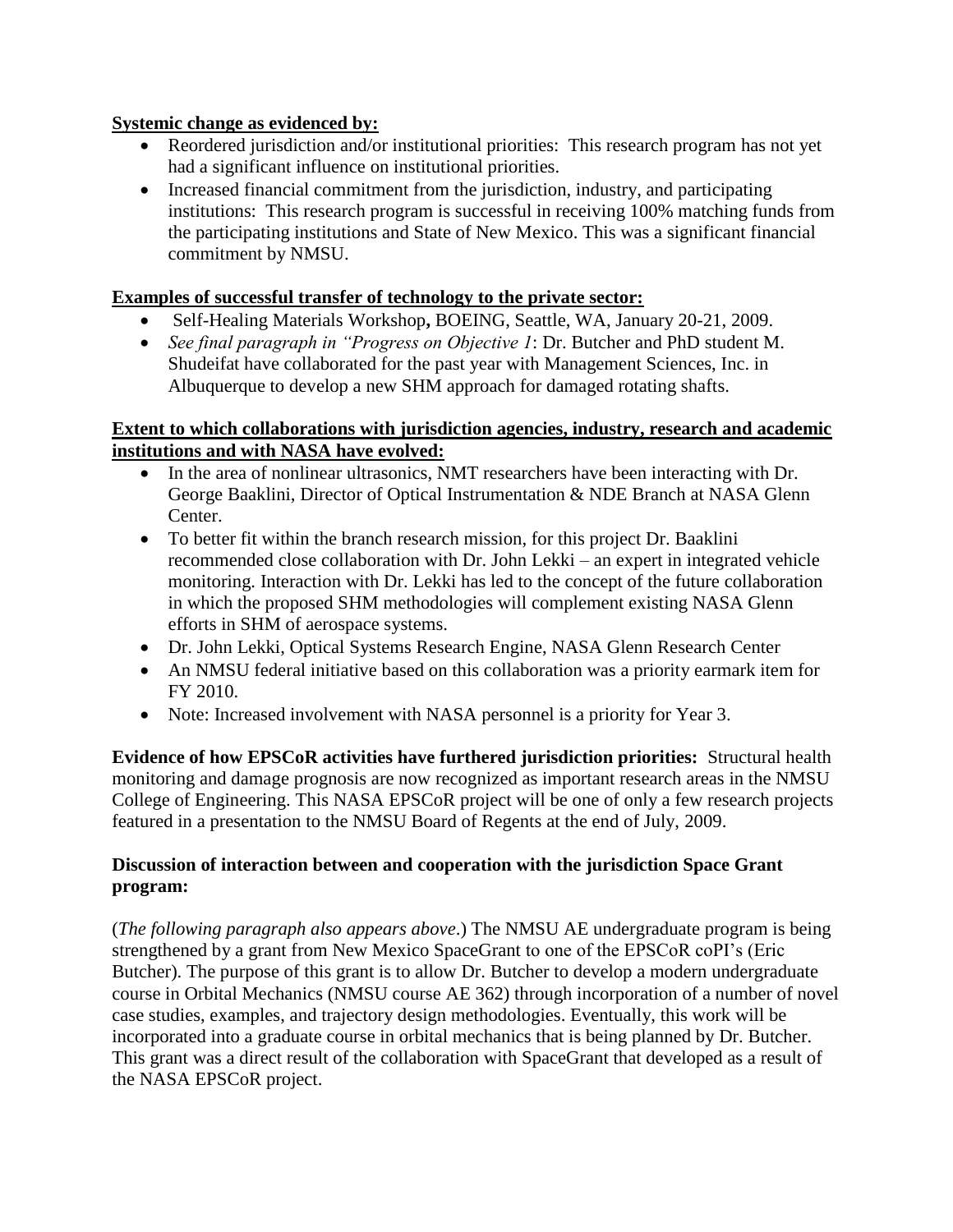**Systemic change as evidenced by:**

- Reordered jurisdiction and/or institutional priorities: This research program has not yet had a significant influence on institutional priorities.
- Increased financial commitment from the jurisdiction, industry, and participating institutions: This research program is successful in receiving 100% matching funds from the participating institutions and State of New Mexico. This was a significant financial commitment by NMSU.

**Examples of successful transfer of technology to the private sector:**

- Self-Healing Materials Workshop**,** BOEING, Seattle, WA, January 20-21, 2009.
- *See final paragraph in "Progress on Objective 1*: Dr. Butcher and PhD student M. Shudeifat have collaborated for the past year with Management Sciences, Inc. in Albuquerque to develop a new SHM approach for damaged rotating shafts.

**Extent to which collaborations with jurisdiction agencies, industry, research and academic institutions and with NASA have evolved:**

- In the area of nonlinear ultrasonics, NMT researchers have been interacting with Dr. George Baaklini, Director of Optical Instrumentation & NDE Branch at NASA Glenn Center.
- To better fit within the branch research mission, for this project Dr. Baaklini recommended close collaboration with Dr. John Lekki – an expert in integrated vehicle monitoring. Interaction with Dr. Lekki has led to the concept of the future collaboration in which the proposed SHM methodologies will complement existing NASA Glenn efforts in SHM of aerospace systems.
- Dr. John Lekki, Optical Systems Research Engine, NASA Glenn Research Center
- An NMSU federal initiative based on this collaboration was a priority earmark item for FY 2010.
- Note: Increased involvement with NASA personnel is a priority for Year 3.

**Evidence of how EPSCoR activities have furthered jurisdiction priorities:** Structural health monitoring and damage prognosis are now recognized as important research areas in the NMSU College of Engineering. This NASA EPSCoR project will be one of only a few research projects featured in a presentation to the NMSU Board of Regents at the end of July, 2009.

**Discussion of interaction between and cooperation with the jurisdiction Space Grant program:**

(*The following paragraph also appears above*.) The NMSU AE undergraduate program is being strengthened by a grant from New Mexico SpaceGrant to one of the EPSCoR coPI's (Eric Butcher). The purpose of this grant is to allow Dr. Butcher to develop a modern undergraduate course in Orbital Mechanics (NMSU course AE 362) through incorporation of a number of novel case studies, examples, and trajectory design methodologies. Eventually, this work will be incorporated into a graduate course in orbital mechanics that is being planned by Dr. Butcher. This grant was a direct result of the collaboration with SpaceGrant that developed as a result of the NASA EPSCoR project.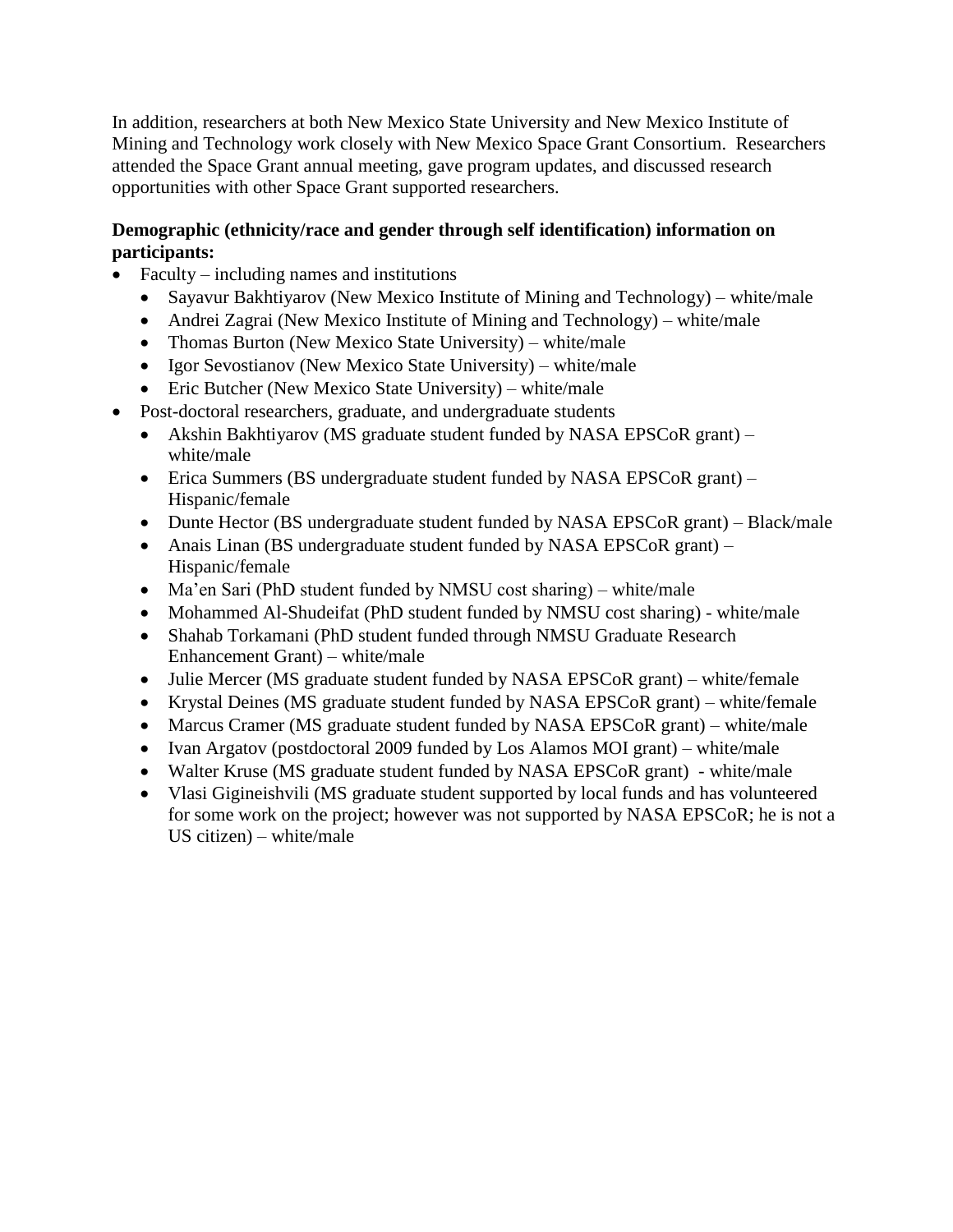In addition, researchers at both New Mexico State University and New Mexico Institute of Mining and Technology work closely with New Mexico Space Grant Consortium. Researchers attended the Space Grant annual meeting, gave program updates, and discussed research opportunities with other Space Grant supported researchers.

**Demographic (ethnicity/race and gender through self identification) information on participants:**

- Faculty – including names and institutions
  - Sayavur Bakhtiyarov (New Mexico Institute of Mining and Technology) – white/male
  - Andrei Zagrai (New Mexico Institute of Mining and Technology) – white/male
  - Thomas Burton (New Mexico State University) – white/male
  - Igor Sevostianov (New Mexico State University) – white/male
  - Eric Butcher (New Mexico State University) – white/male
- Post-doctoral researchers, graduate, and undergraduate students
  - Akshin Bakhtiyarov (MS graduate student funded by NASA EPSCoR grant) – white/male
  - Erica Summers (BS undergraduate student funded by NASA EPSCoR grant) – Hispanic/female
  - Dunte Hector (BS undergraduate student funded by NASA EPSCoR grant) – Black/male
  - Anais Linan (BS undergraduate student funded by NASA EPSCoR grant) – Hispanic/female
  - Ma'en Sari (PhD student funded by NMSU cost sharing) – white/male
  - Mohammed Al-Shudeifat (PhD student funded by NMSU cost sharing) - white/male
  - Shahab Torkamani (PhD student funded through NMSU Graduate Research Enhancement Grant) – white/male
  - Julie Mercer (MS graduate student funded by NASA EPSCoR grant) – white/female
  - Krystal Deines (MS graduate student funded by NASA EPSCoR grant) – white/female
  - Marcus Cramer (MS graduate student funded by NASA EPSCoR grant) – white/male
  - Ivan Argatov (postdoctoral 2009 funded by Los Alamos MOI grant) – white/male
  - Walter Kruse (MS graduate student funded by NASA EPSCoR grant) - white/male
  - Vlasi Gigineishvili (MS graduate student supported by local funds and has volunteered for some work on the project; however was not supported by NASA EPSCoR; he is not a US citizen) – white/male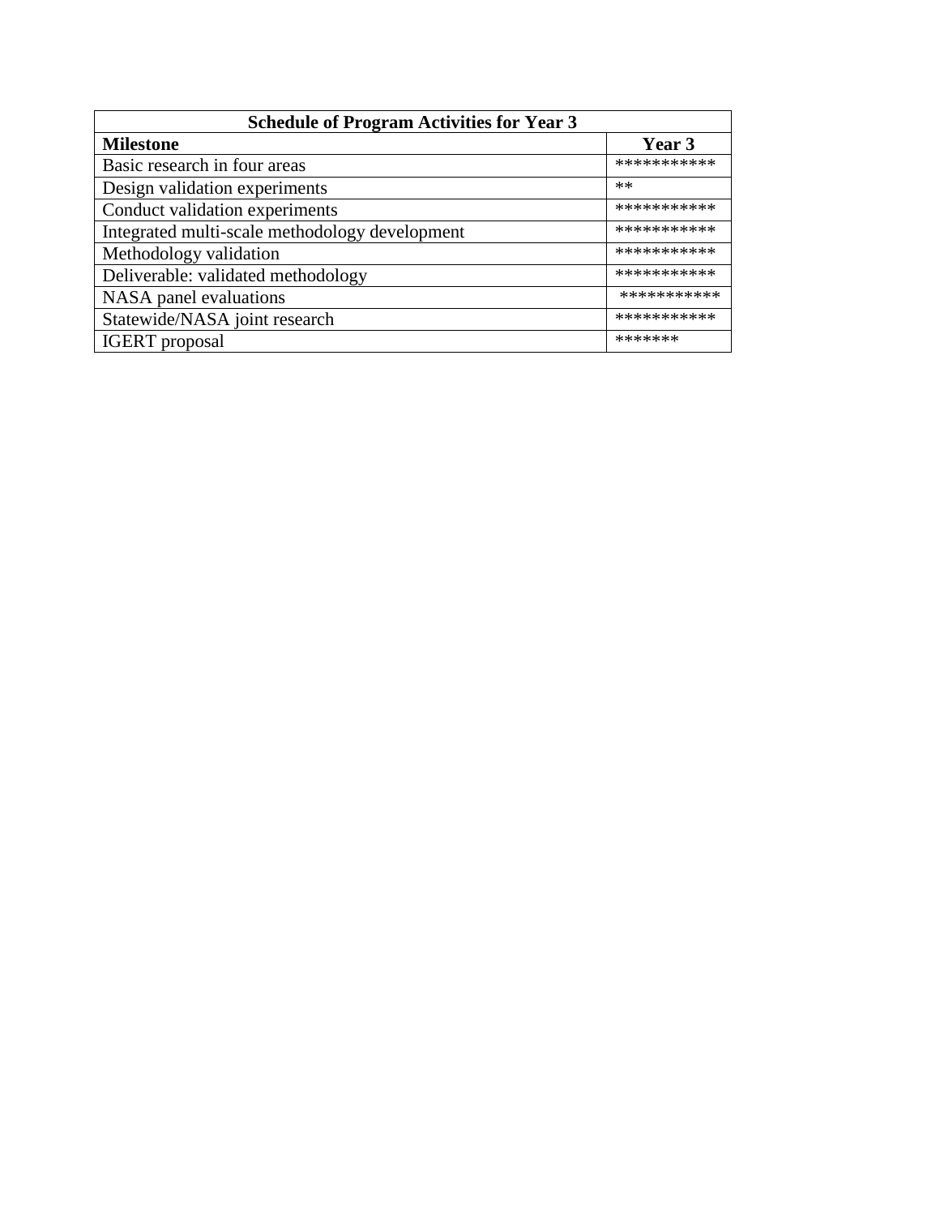| Schedule of Program Activities for Year 3 | |
|---|---|
| **Milestone** | **Year 3** |
| Basic research in four areas | *********** |
| Design validation experiments | ** |
| Conduct validation experiments | *********** |
| Integrated multi-scale methodology development | *********** |
| Methodology validation | *********** |
| Deliverable: validated methodology | *********** |
| NASA panel evaluations | *********** |
| Statewide/NASA joint research | *********** |
| IGERT proposal | ******* |